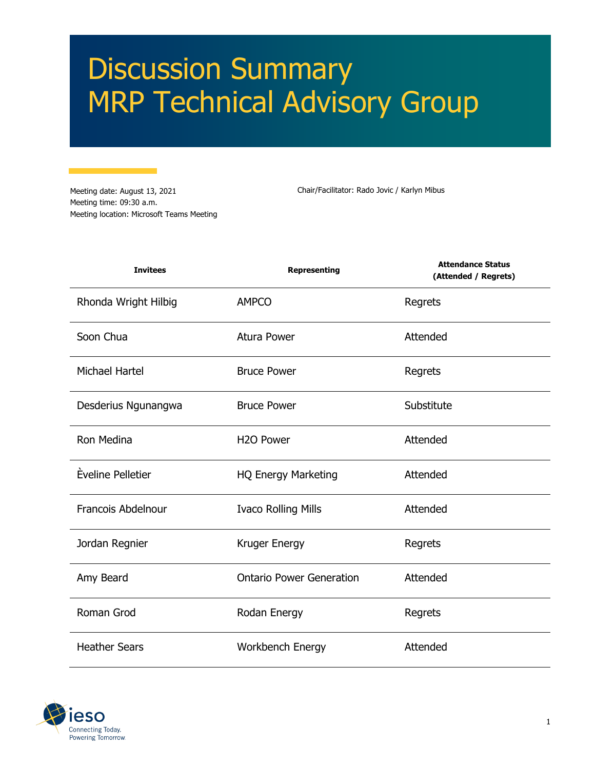# Discussion Summary
# MRP Technical Advisory Group

Meeting date: August 13, 2021
Meeting time: 09:30 a.m.
Meeting location: Microsoft Teams Meeting

Chair/Facilitator: Rado Jovic / Karlyn Mibus

| Invitees | Representing | Attendance Status (Attended / Regrets) |
|---|---|---|
| Rhonda Wright Hilbig | AMPCO | Regrets |
| Soon Chua | Atura Power | Attended |
| Michael Hartel | Bruce Power | Regrets |
| Desderius Ngunangwa | Bruce Power | Substitute |
| Ron Medina | H2O Power | Attended |
| Èveline Pelletier | HQ Energy Marketing | Attended |
| Francois Abdelnour | Ivaco Rolling Mills | Attended |
| Jordan Regnier | Kruger Energy | Regrets |
| Amy Beard | Ontario Power Generation | Attended |
| Roman Grod | Rodan Energy | Regrets |
| Heather Sears | Workbench Energy | Attended |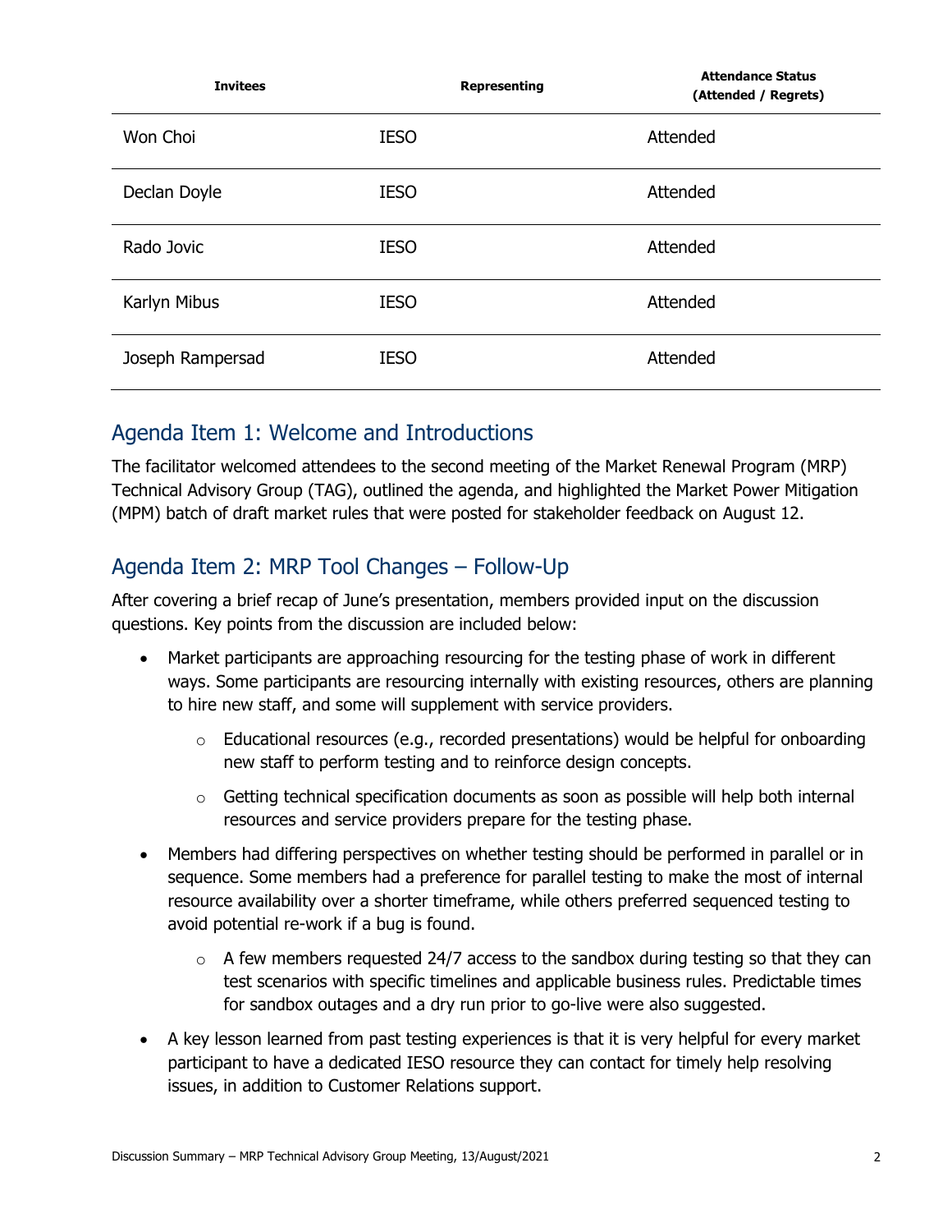| Invitees | Representing | Attendance Status (Attended / Regrets) |
|---|---|---|
| Won Choi | IESO | Attended |
| Declan Doyle | IESO | Attended |
| Rado Jovic | IESO | Attended |
| Karlyn Mibus | IESO | Attended |
| Joseph Rampersad | IESO | Attended |

## Agenda Item 1: Welcome and Introductions

The facilitator welcomed attendees to the second meeting of the Market Renewal Program (MRP) Technical Advisory Group (TAG), outlined the agenda, and highlighted the Market Power Mitigation (MPM) batch of draft market rules that were posted for stakeholder feedback on August 12.

## Agenda Item 2: MRP Tool Changes – Follow-Up

After covering a brief recap of June's presentation, members provided input on the discussion questions. Key points from the discussion are included below:

- Market participants are approaching resourcing for the testing phase of work in different ways. Some participants are resourcing internally with existing resources, others are planning to hire new staff, and some will supplement with service providers.
  - Educational resources (e.g., recorded presentations) would be helpful for onboarding new staff to perform testing and to reinforce design concepts.
  - Getting technical specification documents as soon as possible will help both internal resources and service providers prepare for the testing phase.
- Members had differing perspectives on whether testing should be performed in parallel or in sequence. Some members had a preference for parallel testing to make the most of internal resource availability over a shorter timeframe, while others preferred sequenced testing to avoid potential re-work if a bug is found.
  - A few members requested 24/7 access to the sandbox during testing so that they can test scenarios with specific timelines and applicable business rules. Predictable times for sandbox outages and a dry run prior to go-live were also suggested.
- A key lesson learned from past testing experiences is that it is very helpful for every market participant to have a dedicated IESO resource they can contact for timely help resolving issues, in addition to Customer Relations support.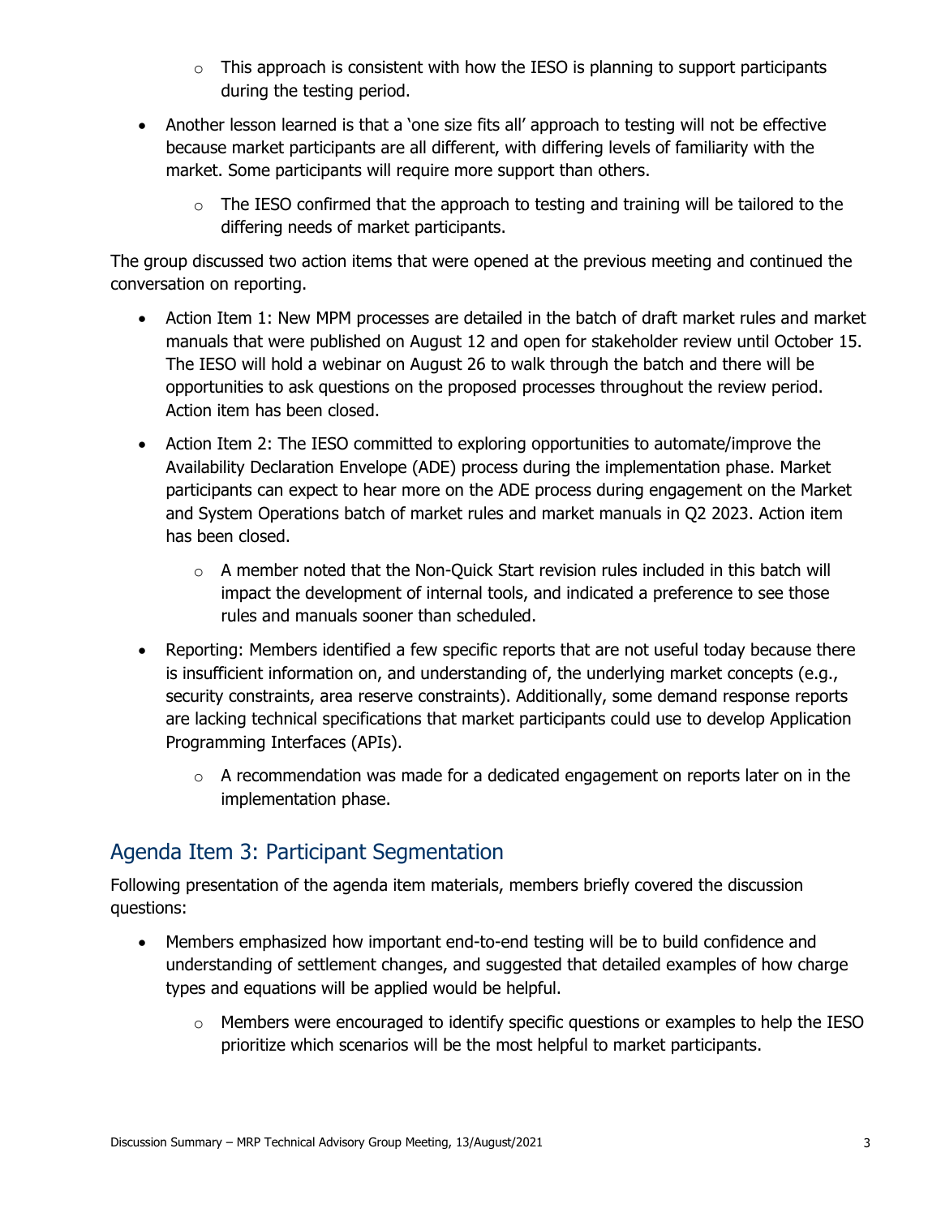- This approach is consistent with how the IESO is planning to support participants during the testing period.
- Another lesson learned is that a 'one size fits all' approach to testing will not be effective because market participants are all different, with differing levels of familiarity with the market. Some participants will require more support than others.
    - The IESO confirmed that the approach to testing and training will be tailored to the differing needs of market participants.

The group discussed two action items that were opened at the previous meeting and continued the conversation on reporting.

- Action Item 1: New MPM processes are detailed in the batch of draft market rules and market manuals that were published on August 12 and open for stakeholder review until October 15. The IESO will hold a webinar on August 26 to walk through the batch and there will be opportunities to ask questions on the proposed processes throughout the review period. Action item has been closed.
- Action Item 2: The IESO committed to exploring opportunities to automate/improve the Availability Declaration Envelope (ADE) process during the implementation phase. Market participants can expect to hear more on the ADE process during engagement on the Market and System Operations batch of market rules and market manuals in Q2 2023. Action item has been closed.
    - A member noted that the Non-Quick Start revision rules included in this batch will impact the development of internal tools, and indicated a preference to see those rules and manuals sooner than scheduled.
- Reporting: Members identified a few specific reports that are not useful today because there is insufficient information on, and understanding of, the underlying market concepts (e.g., security constraints, area reserve constraints). Additionally, some demand response reports are lacking technical specifications that market participants could use to develop Application Programming Interfaces (APIs).
    - A recommendation was made for a dedicated engagement on reports later on in the implementation phase.

## Agenda Item 3: Participant Segmentation

Following presentation of the agenda item materials, members briefly covered the discussion questions:

- Members emphasized how important end-to-end testing will be to build confidence and understanding of settlement changes, and suggested that detailed examples of how charge types and equations will be applied would be helpful.
    - Members were encouraged to identify specific questions or examples to help the IESO prioritize which scenarios will be the most helpful to market participants.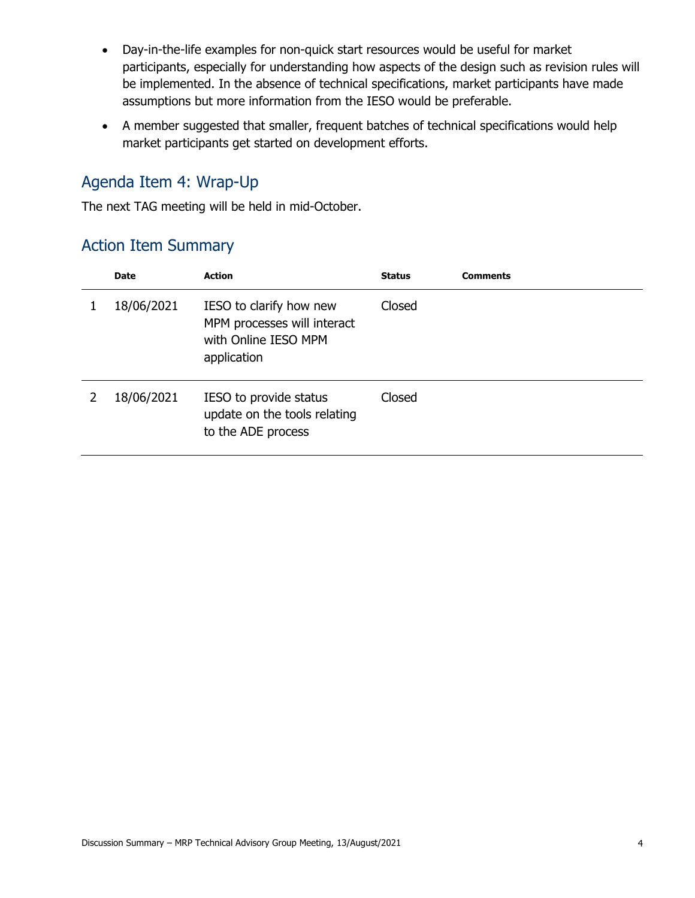- Day-in-the-life examples for non-quick start resources would be useful for market participants, especially for understanding how aspects of the design such as revision rules will be implemented. In the absence of technical specifications, market participants have made assumptions but more information from the IESO would be preferable.
- A member suggested that smaller, frequent batches of technical specifications would help market participants get started on development efforts.

## Agenda Item 4: Wrap-Up

The next TAG meeting will be held in mid-October.

## Action Item Summary

| | Date | Action | Status | Comments |
|---|---|---|---|---|
| 1 | 18/06/2021 | IESO to clarify how new MPM processes will interact with Online IESO MPM application | Closed | |
| 2 | 18/06/2021 | IESO to provide status update on the tools relating to the ADE process | Closed | |